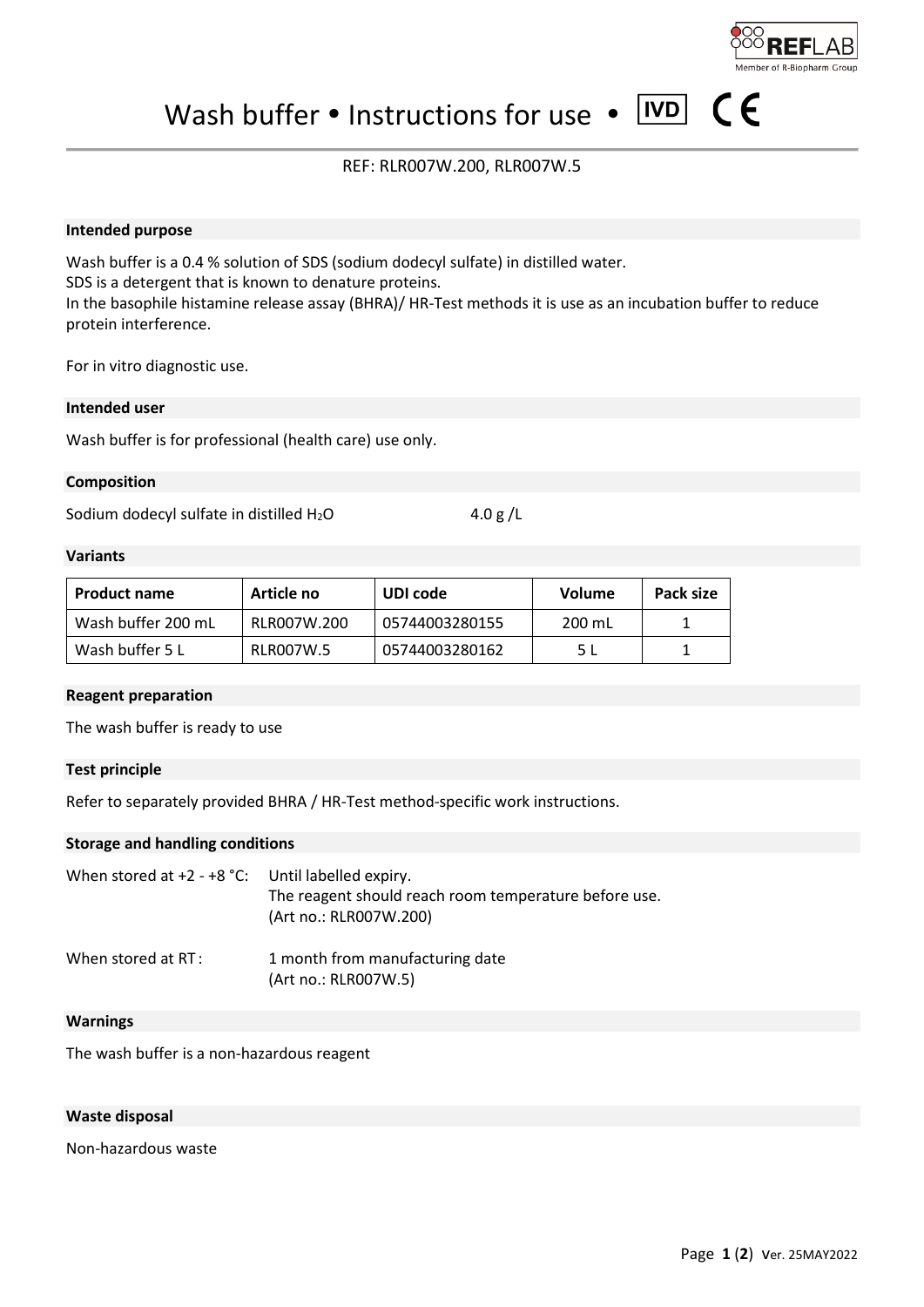# Wash buffer • Instructions for use • IVD CE

REF: RLR007W.200, RLR007W.5

## Intended purpose

Wash buffer is a 0.4 % solution of SDS (sodium dodecyl sulfate) in distilled water.
SDS is a detergent that is known to denature proteins.
In the basophile histamine release assay (BHRA)/ HR-Test methods it is use as an incubation buffer to reduce protein interference.

For in vitro diagnostic use.

## Intended user

Wash buffer is for professional (health care) use only.

## Composition

Sodium dodecyl sulfate in distilled $H_2O$ — 4.0 g /L

## Variants

| Product name | Article no | UDI code | Volume | Pack size |
|---|---|---|---|---|
| Wash buffer 200 mL | RLR007W.200 | 05744003280155 | 200 mL | 1 |
| Wash buffer 5 L | RLR007W.5 | 05744003280162 | 5 L | 1 |

## Reagent preparation

The wash buffer is ready to use

## Test principle

Refer to separately provided BHRA / HR-Test method-specific work instructions.

## Storage and handling conditions

When stored at +2 - +8 °C: Until labelled expiry.
The reagent should reach room temperature before use.
(Art no.: RLR007W.200)

When stored at RT: 1 month from manufacturing date
(Art no.: RLR007W.5)

## Warnings

The wash buffer is a non-hazardous reagent

## Waste disposal

Non-hazardous waste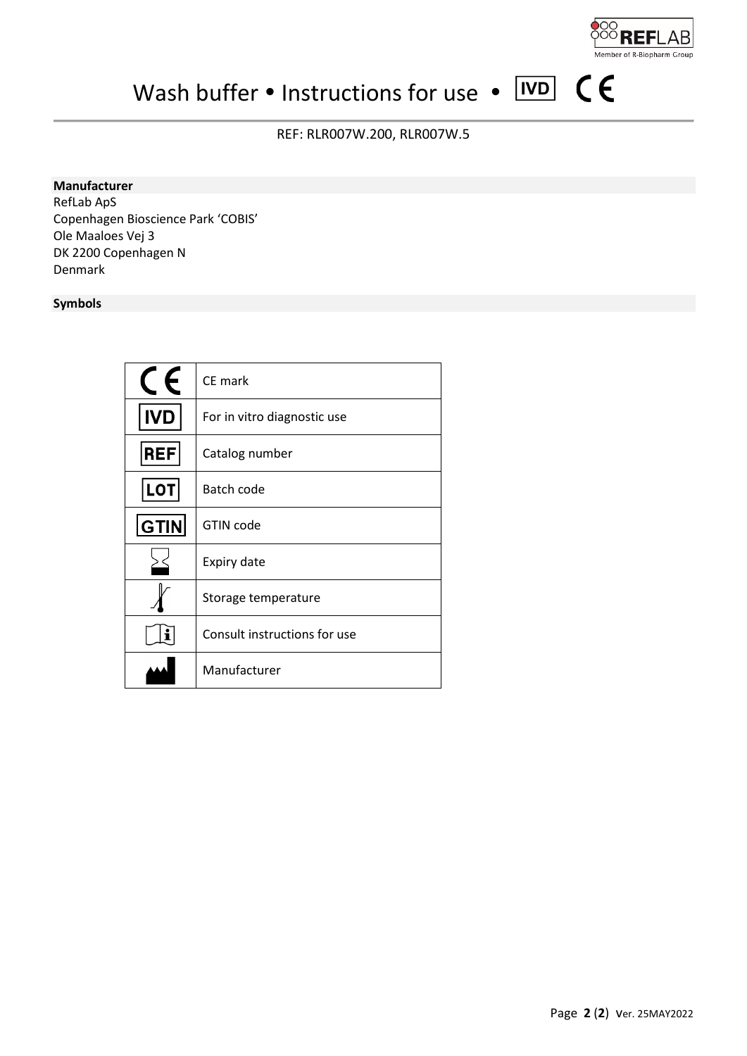# Wash buffer • Instructions for use • IVD CE

REF: RLR007W.200, RLR007W.5

**Manufacturer**

RefLab ApS
Copenhagen Bioscience Park 'COBIS'
Ole Maaloes Vej 3
DK 2200 Copenhagen N
Denmark

**Symbols**

| | |
|---|---|
| CE | CE mark |
| IVD | For in vitro diagnostic use |
| REF | Catalog number |
| LOT | Batch code |
| GTIN | GTIN code |
| | Expiry date |
| | Storage temperature |
| i | Consult instructions for use |
| | Manufacturer |